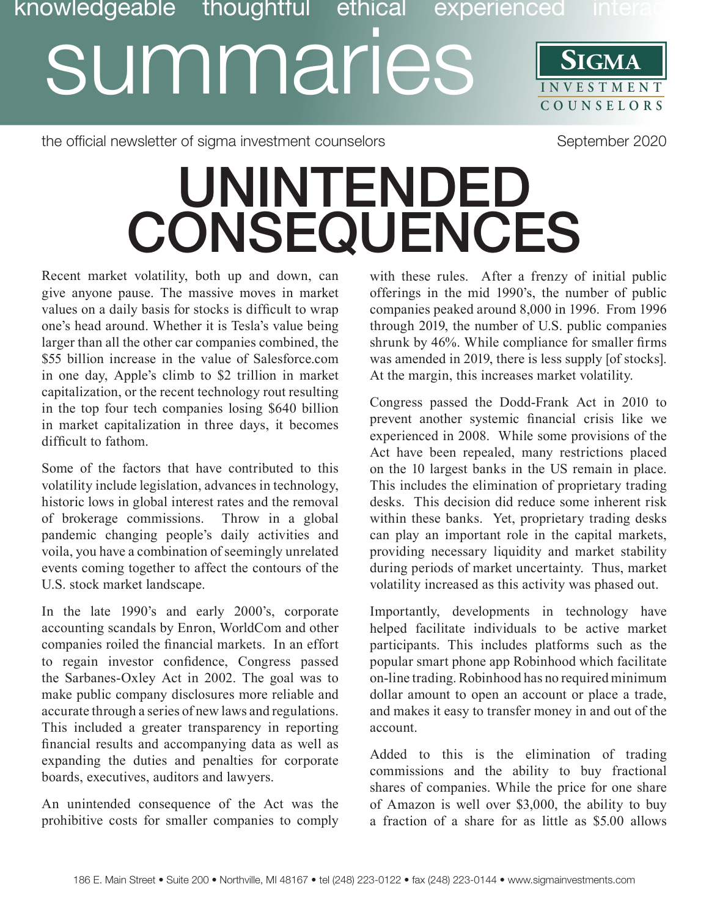knowledgeable thoughtful ethical experienced interac

# summaries

SIGMA INVESTMENT COUNSELORS

the official newsletter of sigma investment counselors

September 2020

# UNINTENDED CONSEQUENCES

Recent market volatility, both up and down, can give anyone pause. The massive moves in market values on a daily basis for stocks is difficult to wrap one's head around. Whether it is Tesla's value being larger than all the other car companies combined, the $55 billion increase in the value of Salesforce.com in one day, Apple's climb to $2 trillion in market capitalization, or the recent technology rout resulting in the top four tech companies losing $640 billion in market capitalization in three days, it becomes difficult to fathom.

Some of the factors that have contributed to this volatility include legislation, advances in technology, historic lows in global interest rates and the removal of brokerage commissions. Throw in a global pandemic changing people's daily activities and voila, you have a combination of seemingly unrelated events coming together to affect the contours of the U.S. stock market landscape.

In the late 1990's and early 2000's, corporate accounting scandals by Enron, WorldCom and other companies roiled the financial markets. In an effort to regain investor confidence, Congress passed the Sarbanes-Oxley Act in 2002. The goal was to make public company disclosures more reliable and accurate through a series of new laws and regulations. This included a greater transparency in reporting financial results and accompanying data as well as expanding the duties and penalties for corporate boards, executives, auditors and lawyers.

An unintended consequence of the Act was the prohibitive costs for smaller companies to comply with these rules. After a frenzy of initial public offerings in the mid 1990's, the number of public companies peaked around 8,000 in 1996. From 1996 through 2019, the number of U.S. public companies shrunk by 46%. While compliance for smaller firms was amended in 2019, there is less supply [of stocks]. At the margin, this increases market volatility.

Congress passed the Dodd-Frank Act in 2010 to prevent another systemic financial crisis like we experienced in 2008. While some provisions of the Act have been repealed, many restrictions placed on the 10 largest banks in the US remain in place. This includes the elimination of proprietary trading desks. This decision did reduce some inherent risk within these banks. Yet, proprietary trading desks can play an important role in the capital markets, providing necessary liquidity and market stability during periods of market uncertainty. Thus, market volatility increased as this activity was phased out.

Importantly, developments in technology have helped facilitate individuals to be active market participants. This includes platforms such as the popular smart phone app Robinhood which facilitate on-line trading. Robinhood has no required minimum dollar amount to open an account or place a trade, and makes it easy to transfer money in and out of the account.

Added to this is the elimination of trading commissions and the ability to buy fractional shares of companies. While the price for one share of Amazon is well over $3,000, the ability to buy a fraction of a share for as little as $5.00 allows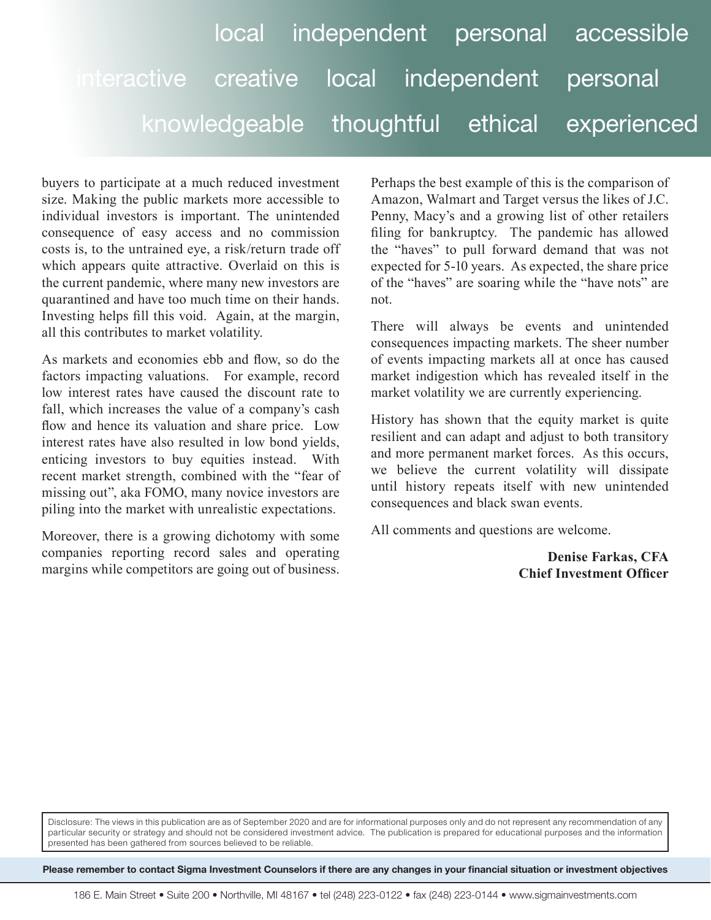buyers to participate at a much reduced investment size. Making the public markets more accessible to individual investors is important. The unintended consequence of easy access and no commission costs is, to the untrained eye, a risk/return trade off which appears quite attractive. Overlaid on this is the current pandemic, where many new investors are quarantined and have too much time on their hands. Investing helps fill this void. Again, at the margin, all this contributes to market volatility.

As markets and economies ebb and flow, so do the factors impacting valuations. For example, record low interest rates have caused the discount rate to fall, which increases the value of a company's cash flow and hence its valuation and share price. Low interest rates have also resulted in low bond yields, enticing investors to buy equities instead. With recent market strength, combined with the "fear of missing out", aka FOMO, many novice investors are piling into the market with unrealistic expectations.

Moreover, there is a growing dichotomy with some companies reporting record sales and operating margins while competitors are going out of business. Perhaps the best example of this is the comparison of Amazon, Walmart and Target versus the likes of J.C. Penny, Macy's and a growing list of other retailers filing for bankruptcy. The pandemic has allowed the "haves" to pull forward demand that was not expected for 5-10 years. As expected, the share price of the "haves" are soaring while the "have nots" are not.

There will always be events and unintended consequences impacting markets. The sheer number of events impacting markets all at once has caused market indigestion which has revealed itself in the market volatility we are currently experiencing.

History has shown that the equity market is quite resilient and can adapt and adjust to both transitory and more permanent market forces. As this occurs, we believe the current volatility will dissipate until history repeats itself with new unintended consequences and black swan events.

All comments and questions are welcome.

**Denise Farkas, CFA**
**Chief Investment Officer**

Disclosure: The views in this publication are as of September 2020 and are for informational purposes only and do not represent any recommendation of any particular security or strategy and should not be considered investment advice. The publication is prepared for educational purposes and the information presented has been gathered from sources believed to be reliable.

**Please remember to contact Sigma Investment Counselors if there are any changes in your financial situation or investment objectives**

186 E. Main Street • Suite 200 • Northville, MI 48167 • tel (248) 223-0122 • fax (248) 223-0144 • www.sigmainvestments.com